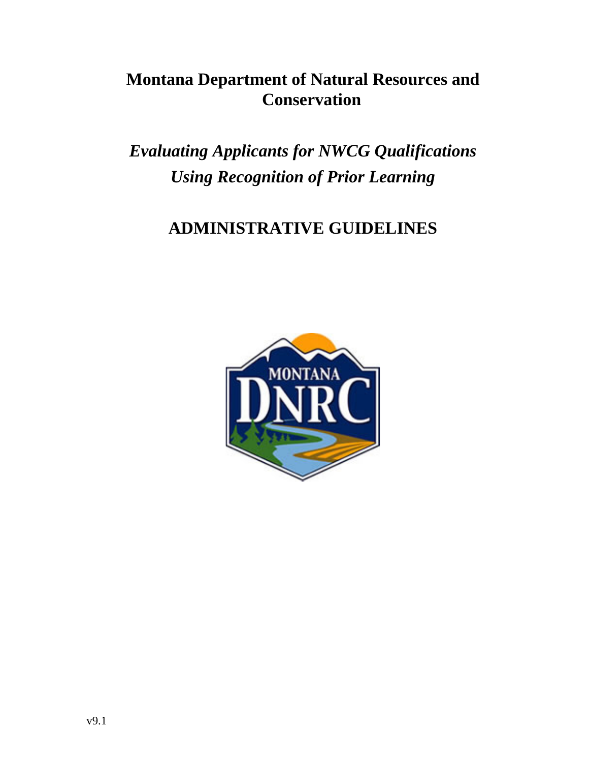# Montana Department of Natural Resources and Conservation

## *Evaluating Applicants for NWCG Qualifications Using Recognition of Prior Learning*

## ADMINISTRATIVE GUIDELINES

v9.1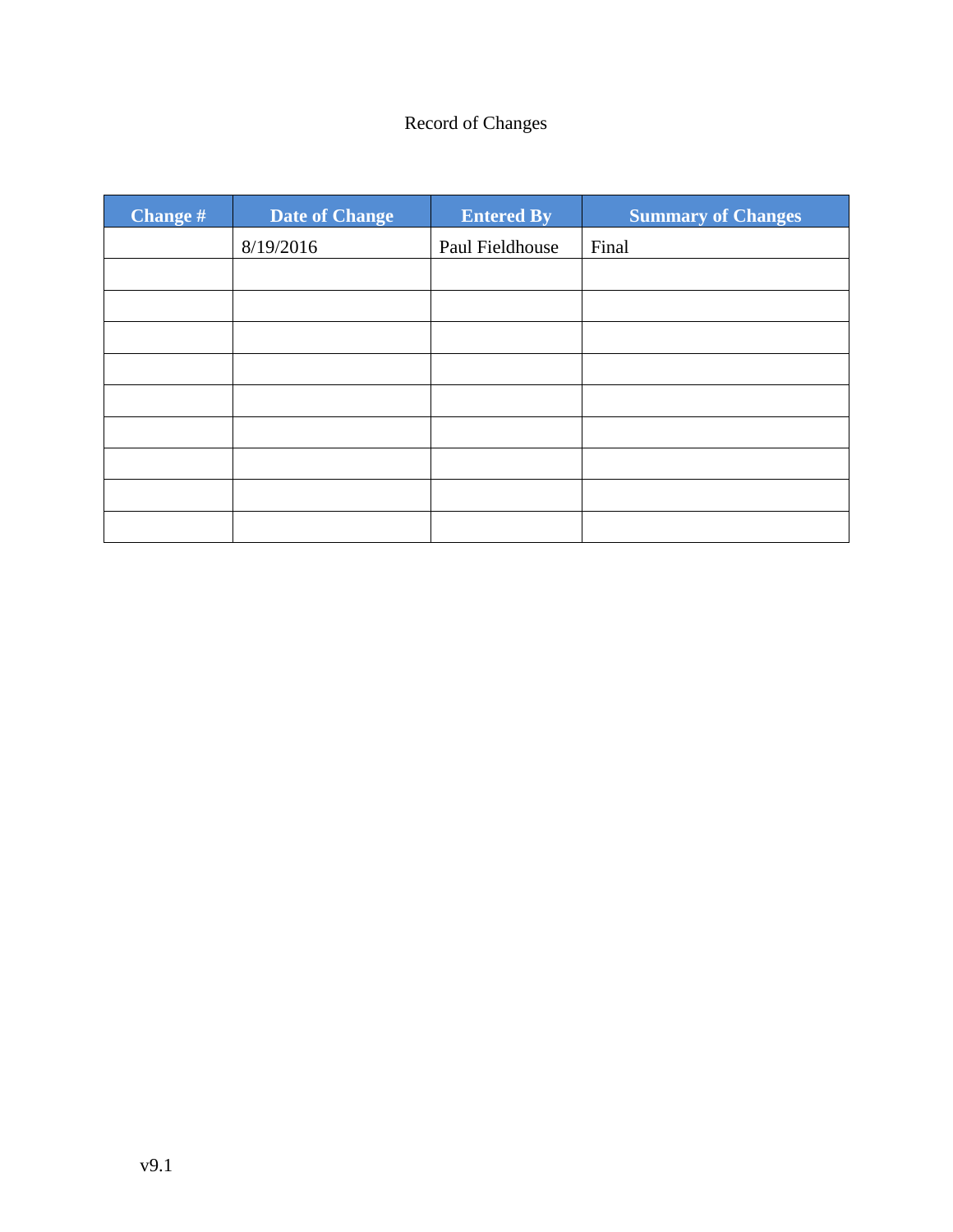Record of Changes

| Change # | Date of Change | Entered By | Summary of Changes |
| --- | --- | --- | --- |
| | 8/19/2016 | Paul Fieldhouse | Final |
| | | | |
| | | | |
| | | | |
| | | | |
| | | | |
| | | | |
| | | | |
| | | | |
| | | | |

v9.1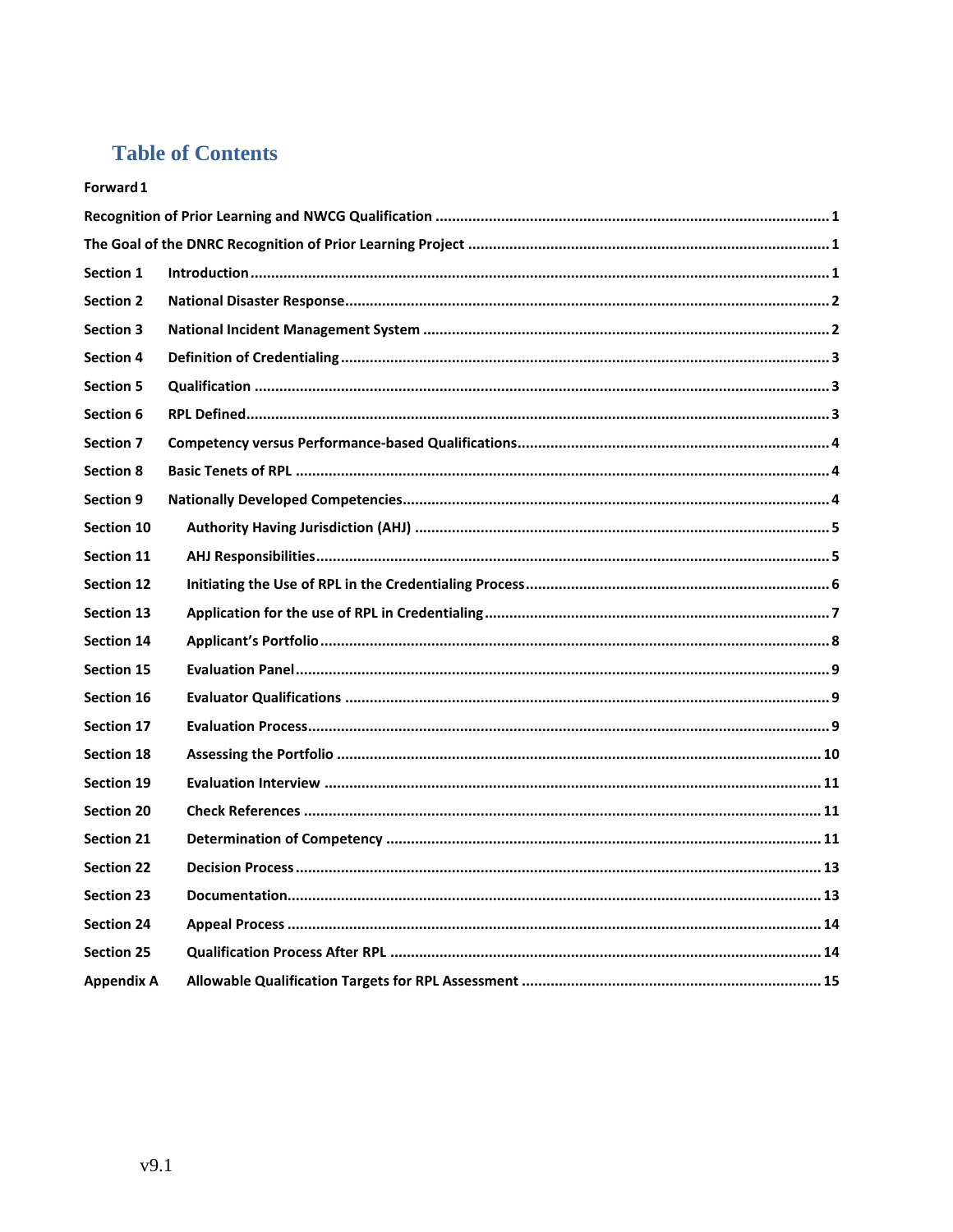# Table of Contents

Forward 1

Recognition of Prior Learning and NWCG Qualification ..... 1

The Goal of the DNRC Recognition of Prior Learning Project ..... 1

| | | |
|---|---|---|
| Section 1 | Introduction | 1 |
| Section 2 | National Disaster Response | 2 |
| Section 3 | National Incident Management System | 2 |
| Section 4 | Definition of Credentialing | 3 |
| Section 5 | Qualification | 3 |
| Section 6 | RPL Defined | 3 |
| Section 7 | Competency versus Performance-based Qualifications | 4 |
| Section 8 | Basic Tenets of RPL | 4 |
| Section 9 | Nationally Developed Competencies | 4 |
| Section 10 | Authority Having Jurisdiction (AHJ) | 5 |
| Section 11 | AHJ Responsibilities | 5 |
| Section 12 | Initiating the Use of RPL in the Credentialing Process | 6 |
| Section 13 | Application for the use of RPL in Credentialing | 7 |
| Section 14 | Applicant's Portfolio | 8 |
| Section 15 | Evaluation Panel | 9 |
| Section 16 | Evaluator Qualifications | 9 |
| Section 17 | Evaluation Process | 9 |
| Section 18 | Assessing the Portfolio | 10 |
| Section 19 | Evaluation Interview | 11 |
| Section 20 | Check References | 11 |
| Section 21 | Determination of Competency | 11 |
| Section 22 | Decision Process | 13 |
| Section 23 | Documentation | 13 |
| Section 24 | Appeal Process | 14 |
| Section 25 | Qualification Process After RPL | 14 |
| Appendix A | Allowable Qualification Targets for RPL Assessment | 15 |

v9.1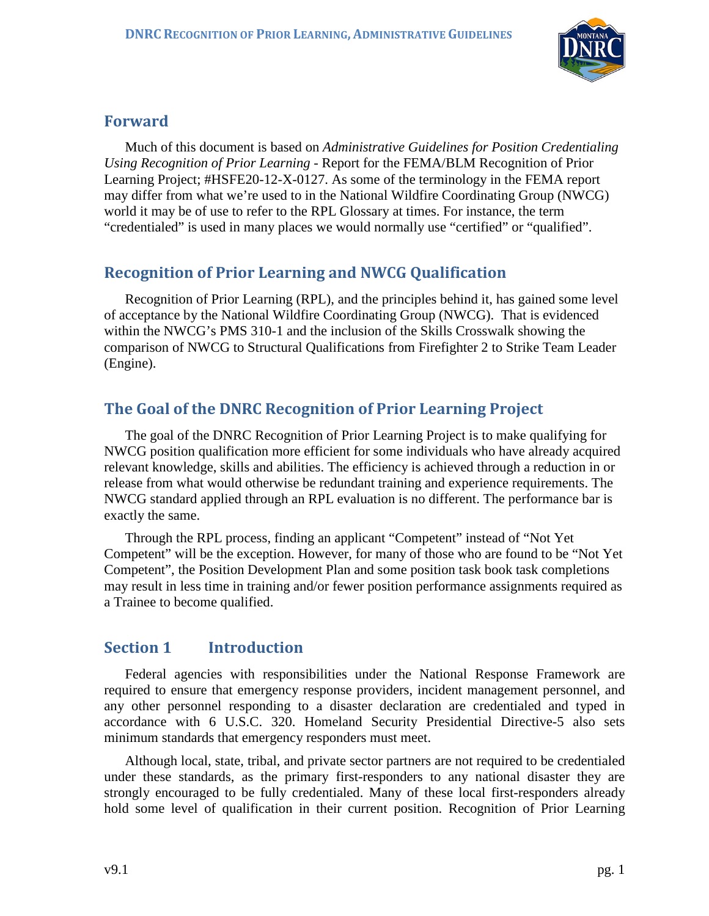## Forward

Much of this document is based on *Administrative Guidelines for Position Credentialing Using Recognition of Prior Learning* - Report for the FEMA/BLM Recognition of Prior Learning Project; #HSFE20-12-X-0127. As some of the terminology in the FEMA report may differ from what we're used to in the National Wildfire Coordinating Group (NWCG) world it may be of use to refer to the RPL Glossary at times. For instance, the term "credentialed" is used in many places we would normally use "certified" or "qualified".

## Recognition of Prior Learning and NWCG Qualification

Recognition of Prior Learning (RPL), and the principles behind it, has gained some level of acceptance by the National Wildfire Coordinating Group (NWCG). That is evidenced within the NWCG's PMS 310-1 and the inclusion of the Skills Crosswalk showing the comparison of NWCG to Structural Qualifications from Firefighter 2 to Strike Team Leader (Engine).

## The Goal of the DNRC Recognition of Prior Learning Project

The goal of the DNRC Recognition of Prior Learning Project is to make qualifying for NWCG position qualification more efficient for some individuals who have already acquired relevant knowledge, skills and abilities. The efficiency is achieved through a reduction in or release from what would otherwise be redundant training and experience requirements. The NWCG standard applied through an RPL evaluation is no different. The performance bar is exactly the same.

Through the RPL process, finding an applicant "Competent" instead of "Not Yet Competent" will be the exception. However, for many of those who are found to be "Not Yet Competent", the Position Development Plan and some position task book task completions may result in less time in training and/or fewer position performance assignments required as a Trainee to become qualified.

## Section 1 Introduction

Federal agencies with responsibilities under the National Response Framework are required to ensure that emergency response providers, incident management personnel, and any other personnel responding to a disaster declaration are credentialed and typed in accordance with 6 U.S.C. 320. Homeland Security Presidential Directive-5 also sets minimum standards that emergency responders must meet.

Although local, state, tribal, and private sector partners are not required to be credentialed under these standards, as the primary first-responders to any national disaster they are strongly encouraged to be fully credentialed. Many of these local first-responders already hold some level of qualification in their current position. Recognition of Prior Learning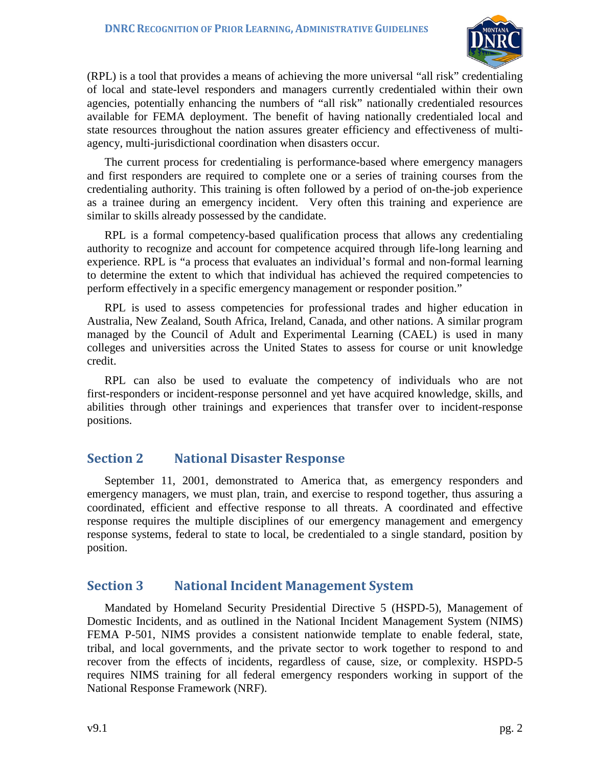(RPL) is a tool that provides a means of achieving the more universal "all risk" credentialing of local and state-level responders and managers currently credentialed within their own agencies, potentially enhancing the numbers of "all risk" nationally credentialed resources available for FEMA deployment. The benefit of having nationally credentialed local and state resources throughout the nation assures greater efficiency and effectiveness of multi-agency, multi-jurisdictional coordination when disasters occur.

The current process for credentialing is performance-based where emergency managers and first responders are required to complete one or a series of training courses from the credentialing authority. This training is often followed by a period of on-the-job experience as a trainee during an emergency incident. Very often this training and experience are similar to skills already possessed by the candidate.

RPL is a formal competency-based qualification process that allows any credentialing authority to recognize and account for competence acquired through life-long learning and experience. RPL is "a process that evaluates an individual's formal and non-formal learning to determine the extent to which that individual has achieved the required competencies to perform effectively in a specific emergency management or responder position."

RPL is used to assess competencies for professional trades and higher education in Australia, New Zealand, South Africa, Ireland, Canada, and other nations. A similar program managed by the Council of Adult and Experimental Learning (CAEL) is used in many colleges and universities across the United States to assess for course or unit knowledge credit.

RPL can also be used to evaluate the competency of individuals who are not first-responders or incident-response personnel and yet have acquired knowledge, skills, and abilities through other trainings and experiences that transfer over to incident-response positions.

## Section 2 National Disaster Response

September 11, 2001, demonstrated to America that, as emergency responders and emergency managers, we must plan, train, and exercise to respond together, thus assuring a coordinated, efficient and effective response to all threats. A coordinated and effective response requires the multiple disciplines of our emergency management and emergency response systems, federal to state to local, be credentialed to a single standard, position by position.

## Section 3 National Incident Management System

Mandated by Homeland Security Presidential Directive 5 (HSPD-5), Management of Domestic Incidents, and as outlined in the National Incident Management System (NIMS) FEMA P-501, NIMS provides a consistent nationwide template to enable federal, state, tribal, and local governments, and the private sector to work together to respond to and recover from the effects of incidents, regardless of cause, size, or complexity. HSPD-5 requires NIMS training for all federal emergency responders working in support of the National Response Framework (NRF).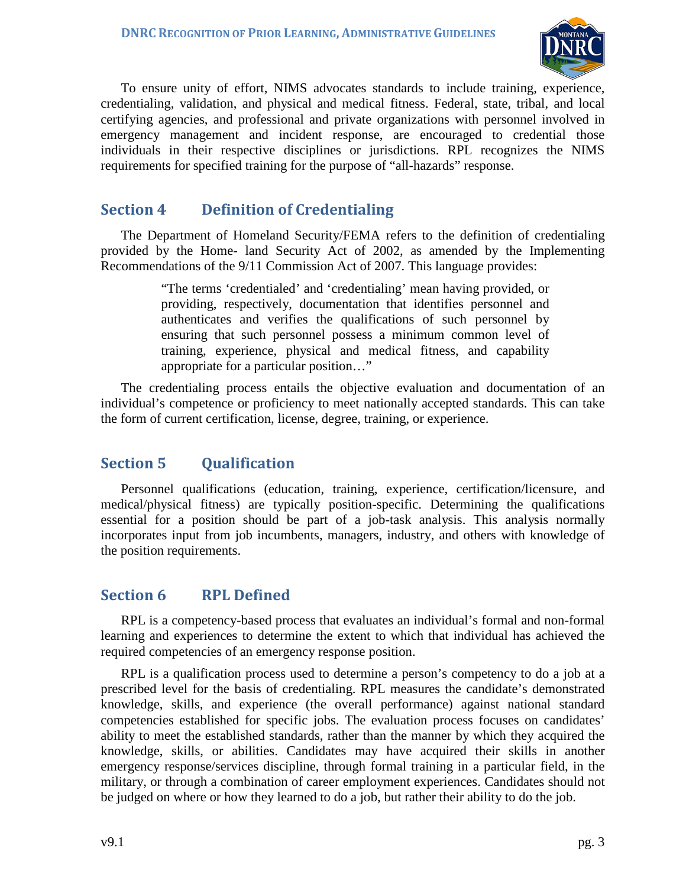To ensure unity of effort, NIMS advocates standards to include training, experience, credentialing, validation, and physical and medical fitness. Federal, state, tribal, and local certifying agencies, and professional and private organizations with personnel involved in emergency management and incident response, are encouraged to credential those individuals in their respective disciplines or jurisdictions. RPL recognizes the NIMS requirements for specified training for the purpose of "all-hazards" response.

## Section 4 Definition of Credentialing

The Department of Homeland Security/FEMA refers to the definition of credentialing provided by the Home- land Security Act of 2002, as amended by the Implementing Recommendations of the 9/11 Commission Act of 2007. This language provides:

> "The terms 'credentialed' and 'credentialing' mean having provided, or providing, respectively, documentation that identifies personnel and authenticates and verifies the qualifications of such personnel by ensuring that such personnel possess a minimum common level of training, experience, physical and medical fitness, and capability appropriate for a particular position…"

The credentialing process entails the objective evaluation and documentation of an individual's competence or proficiency to meet nationally accepted standards. This can take the form of current certification, license, degree, training, or experience.

## Section 5 Qualification

Personnel qualifications (education, training, experience, certification/licensure, and medical/physical fitness) are typically position-specific. Determining the qualifications essential for a position should be part of a job-task analysis. This analysis normally incorporates input from job incumbents, managers, industry, and others with knowledge of the position requirements.

## Section 6 RPL Defined

RPL is a competency-based process that evaluates an individual's formal and non-formal learning and experiences to determine the extent to which that individual has achieved the required competencies of an emergency response position.

RPL is a qualification process used to determine a person's competency to do a job at a prescribed level for the basis of credentialing. RPL measures the candidate's demonstrated knowledge, skills, and experience (the overall performance) against national standard competencies established for specific jobs. The evaluation process focuses on candidates' ability to meet the established standards, rather than the manner by which they acquired the knowledge, skills, or abilities. Candidates may have acquired their skills in another emergency response/services discipline, through formal training in a particular field, in the military, or through a combination of career employment experiences. Candidates should not be judged on where or how they learned to do a job, but rather their ability to do the job.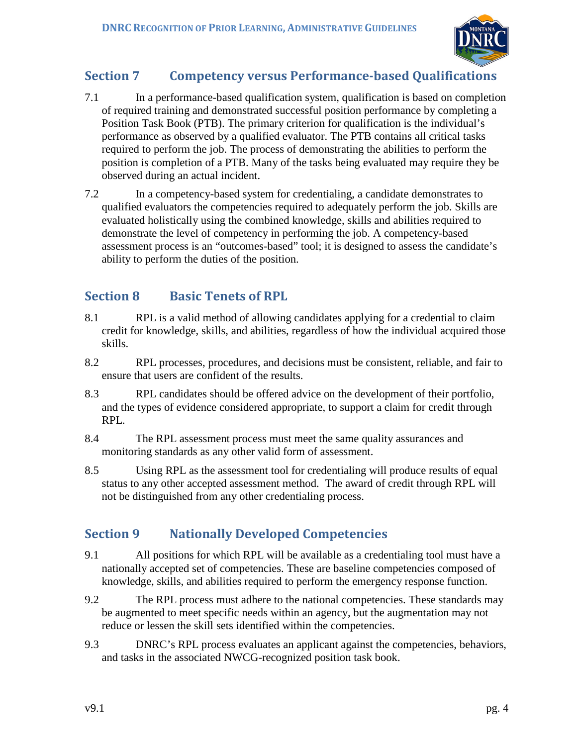## Section 7 Competency versus Performance-based Qualifications

7.1 In a performance-based qualification system, qualification is based on completion of required training and demonstrated successful position performance by completing a Position Task Book (PTB). The primary criterion for qualification is the individual's performance as observed by a qualified evaluator. The PTB contains all critical tasks required to perform the job. The process of demonstrating the abilities to perform the position is completion of a PTB. Many of the tasks being evaluated may require they be observed during an actual incident.

7.2 In a competency-based system for credentialing, a candidate demonstrates to qualified evaluators the competencies required to adequately perform the job. Skills are evaluated holistically using the combined knowledge, skills and abilities required to demonstrate the level of competency in performing the job. A competency-based assessment process is an "outcomes-based" tool; it is designed to assess the candidate's ability to perform the duties of the position.

## Section 8 Basic Tenets of RPL

8.1 RPL is a valid method of allowing candidates applying for a credential to claim credit for knowledge, skills, and abilities, regardless of how the individual acquired those skills.

8.2 RPL processes, procedures, and decisions must be consistent, reliable, and fair to ensure that users are confident of the results.

8.3 RPL candidates should be offered advice on the development of their portfolio, and the types of evidence considered appropriate, to support a claim for credit through RPL.

8.4 The RPL assessment process must meet the same quality assurances and monitoring standards as any other valid form of assessment.

8.5 Using RPL as the assessment tool for credentialing will produce results of equal status to any other accepted assessment method. The award of credit through RPL will not be distinguished from any other credentialing process.

## Section 9 Nationally Developed Competencies

9.1 All positions for which RPL will be available as a credentialing tool must have a nationally accepted set of competencies. These are baseline competencies composed of knowledge, skills, and abilities required to perform the emergency response function.

9.2 The RPL process must adhere to the national competencies. These standards may be augmented to meet specific needs within an agency, but the augmentation may not reduce or lessen the skill sets identified within the competencies.

9.3 DNRC's RPL process evaluates an applicant against the competencies, behaviors, and tasks in the associated NWCG-recognized position task book.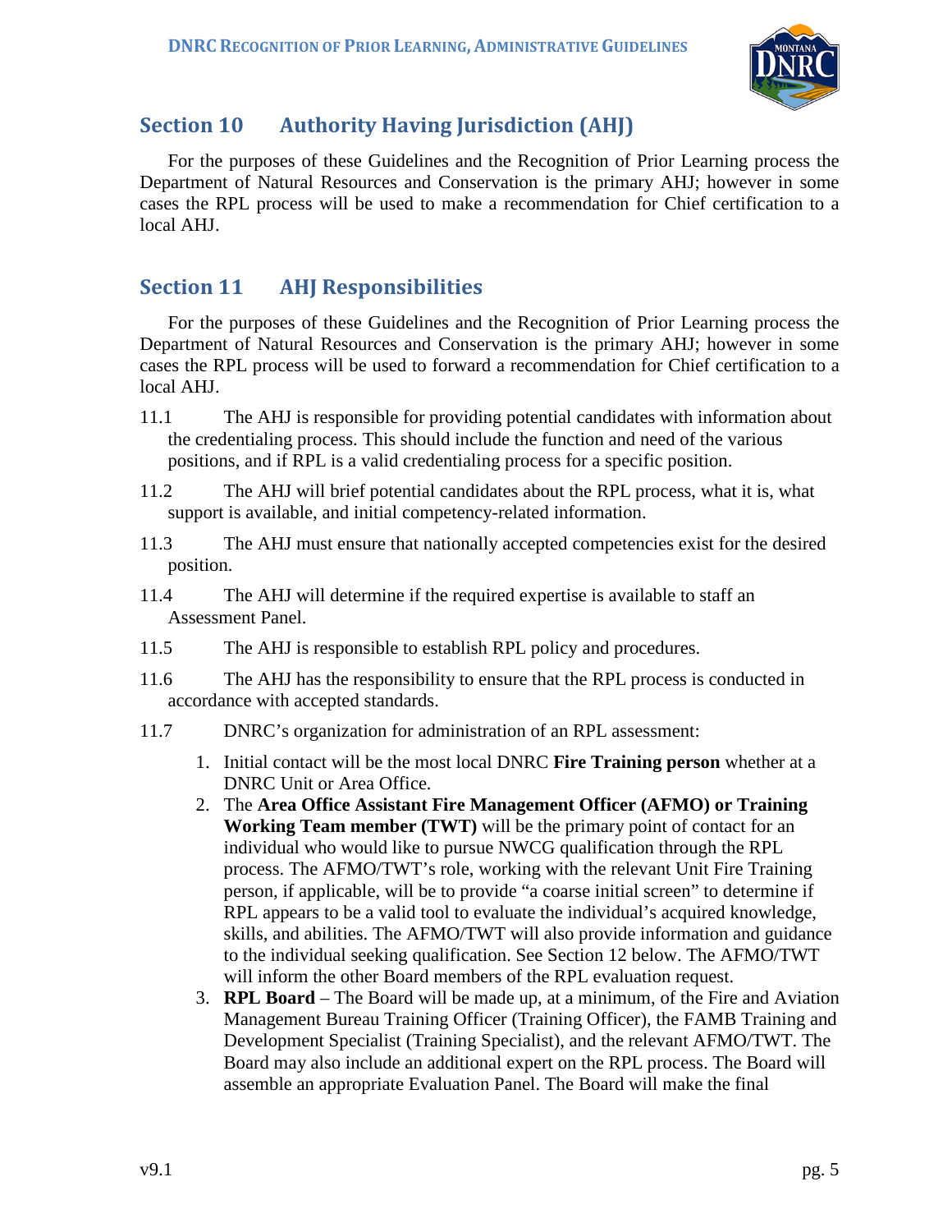## Section 10 Authority Having Jurisdiction (AHJ)

For the purposes of these Guidelines and the Recognition of Prior Learning process the Department of Natural Resources and Conservation is the primary AHJ; however in some cases the RPL process will be used to make a recommendation for Chief certification to a local AHJ.

## Section 11 AHJ Responsibilities

For the purposes of these Guidelines and the Recognition of Prior Learning process the Department of Natural Resources and Conservation is the primary AHJ; however in some cases the RPL process will be used to forward a recommendation for Chief certification to a local AHJ.

11.1 The AHJ is responsible for providing potential candidates with information about the credentialing process. This should include the function and need of the various positions, and if RPL is a valid credentialing process for a specific position.

11.2 The AHJ will brief potential candidates about the RPL process, what it is, what support is available, and initial competency-related information.

11.3 The AHJ must ensure that nationally accepted competencies exist for the desired position.

11.4 The AHJ will determine if the required expertise is available to staff an Assessment Panel.

11.5 The AHJ is responsible to establish RPL policy and procedures.

11.6 The AHJ has the responsibility to ensure that the RPL process is conducted in accordance with accepted standards.

11.7 DNRC's organization for administration of an RPL assessment:

1. Initial contact will be the most local DNRC **Fire Training person** whether at a DNRC Unit or Area Office.
2. The **Area Office Assistant Fire Management Officer (AFMO) or Training Working Team member (TWT)** will be the primary point of contact for an individual who would like to pursue NWCG qualification through the RPL process. The AFMO/TWT's role, working with the relevant Unit Fire Training person, if applicable, will be to provide "a coarse initial screen" to determine if RPL appears to be a valid tool to evaluate the individual's acquired knowledge, skills, and abilities. The AFMO/TWT will also provide information and guidance to the individual seeking qualification. See Section 12 below. The AFMO/TWT will inform the other Board members of the RPL evaluation request.
3. **RPL Board** – The Board will be made up, at a minimum, of the Fire and Aviation Management Bureau Training Officer (Training Officer), the FAMB Training and Development Specialist (Training Specialist), and the relevant AFMO/TWT. The Board may also include an additional expert on the RPL process. The Board will assemble an appropriate Evaluation Panel. The Board will make the final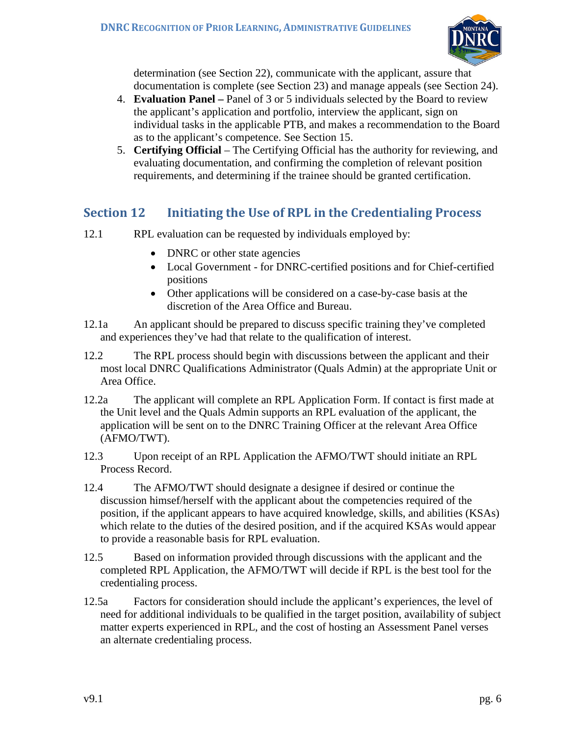determination (see Section 22), communicate with the applicant, assure that documentation is complete (see Section 23) and manage appeals (see Section 24).

4. **Evaluation Panel –** Panel of 3 or 5 individuals selected by the Board to review the applicant's application and portfolio, interview the applicant, sign on individual tasks in the applicable PTB, and makes a recommendation to the Board as to the applicant's competence. See Section 15.
5. **Certifying Official** – The Certifying Official has the authority for reviewing, and evaluating documentation, and confirming the completion of relevant position requirements, and determining if the trainee should be granted certification.

## Section 12 Initiating the Use of RPL in the Credentialing Process

12.1 RPL evaluation can be requested by individuals employed by:

- DNRC or other state agencies
- Local Government - for DNRC-certified positions and for Chief-certified positions
- Other applications will be considered on a case-by-case basis at the discretion of the Area Office and Bureau.

12.1a An applicant should be prepared to discuss specific training they've completed and experiences they've had that relate to the qualification of interest.

12.2 The RPL process should begin with discussions between the applicant and their most local DNRC Qualifications Administrator (Quals Admin) at the appropriate Unit or Area Office.

12.2a The applicant will complete an RPL Application Form. If contact is first made at the Unit level and the Quals Admin supports an RPL evaluation of the applicant, the application will be sent on to the DNRC Training Officer at the relevant Area Office (AFMO/TWT).

12.3 Upon receipt of an RPL Application the AFMO/TWT should initiate an RPL Process Record.

12.4 The AFMO/TWT should designate a designee if desired or continue the discussion himsef/herself with the applicant about the competencies required of the position, if the applicant appears to have acquired knowledge, skills, and abilities (KSAs) which relate to the duties of the desired position, and if the acquired KSAs would appear to provide a reasonable basis for RPL evaluation.

12.5 Based on information provided through discussions with the applicant and the completed RPL Application, the AFMO/TWT will decide if RPL is the best tool for the credentialing process.

12.5a Factors for consideration should include the applicant's experiences, the level of need for additional individuals to be qualified in the target position, availability of subject matter experts experienced in RPL, and the cost of hosting an Assessment Panel verses an alternate credentialing process.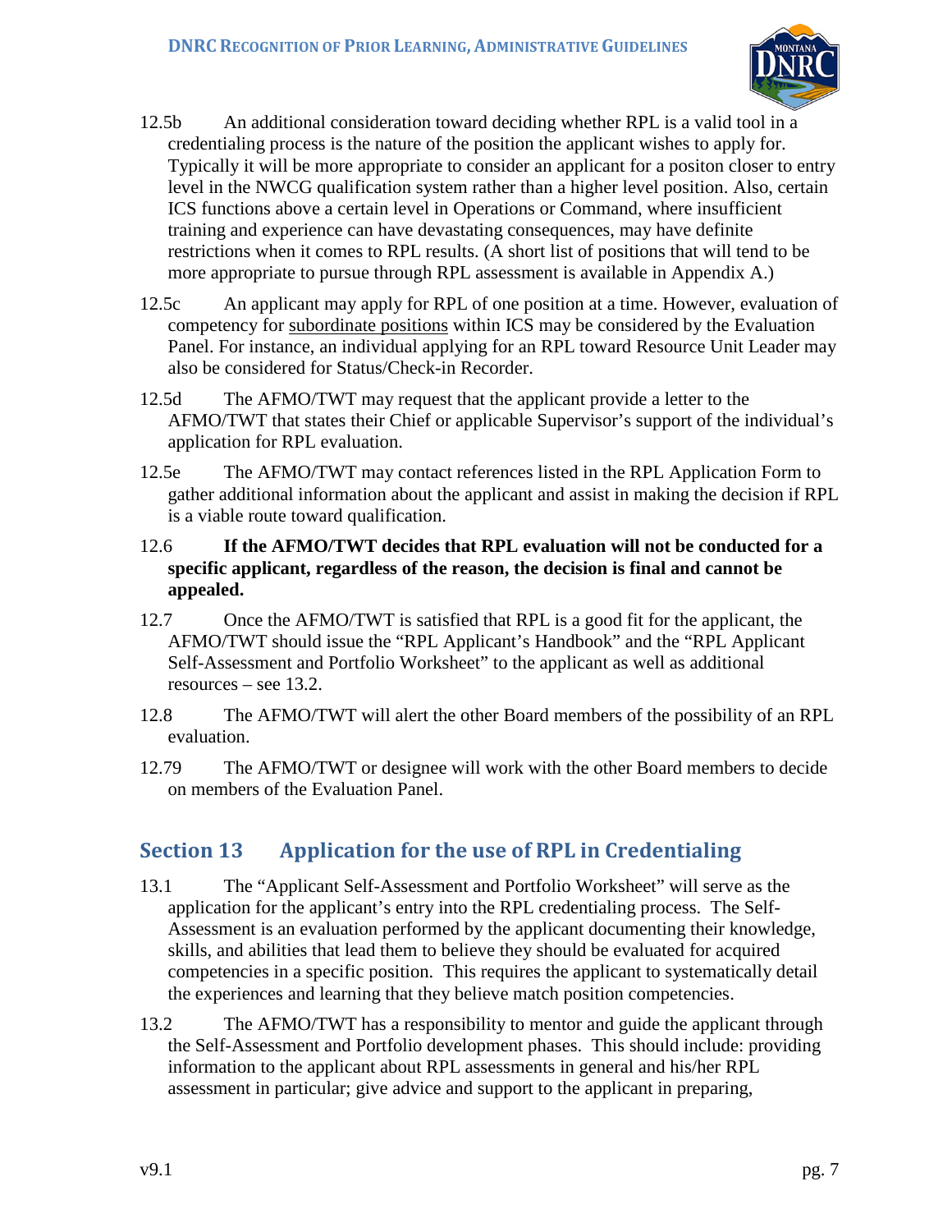12.5b An additional consideration toward deciding whether RPL is a valid tool in a credentialing process is the nature of the position the applicant wishes to apply for. Typically it will be more appropriate to consider an applicant for a positon closer to entry level in the NWCG qualification system rather than a higher level position. Also, certain ICS functions above a certain level in Operations or Command, where insufficient training and experience can have devastating consequences, may have definite restrictions when it comes to RPL results. (A short list of positions that will tend to be more appropriate to pursue through RPL assessment is available in Appendix A.)

12.5c An applicant may apply for RPL of one position at a time. However, evaluation of competency for <u>subordinate positions</u> within ICS may be considered by the Evaluation Panel. For instance, an individual applying for an RPL toward Resource Unit Leader may also be considered for Status/Check-in Recorder.

12.5d The AFMO/TWT may request that the applicant provide a letter to the AFMO/TWT that states their Chief or applicable Supervisor's support of the individual's application for RPL evaluation.

12.5e The AFMO/TWT may contact references listed in the RPL Application Form to gather additional information about the applicant and assist in making the decision if RPL is a viable route toward qualification.

12.6 **If the AFMO/TWT decides that RPL evaluation will not be conducted for a specific applicant, regardless of the reason, the decision is final and cannot be appealed.**

12.7 Once the AFMO/TWT is satisfied that RPL is a good fit for the applicant, the AFMO/TWT should issue the "RPL Applicant's Handbook" and the "RPL Applicant Self-Assessment and Portfolio Worksheet" to the applicant as well as additional resources – see 13.2.

12.8 The AFMO/TWT will alert the other Board members of the possibility of an RPL evaluation.

12.79 The AFMO/TWT or designee will work with the other Board members to decide on members of the Evaluation Panel.

## Section 13 Application for the use of RPL in Credentialing

13.1 The "Applicant Self-Assessment and Portfolio Worksheet" will serve as the application for the applicant's entry into the RPL credentialing process. The Self-Assessment is an evaluation performed by the applicant documenting their knowledge, skills, and abilities that lead them to believe they should be evaluated for acquired competencies in a specific position. This requires the applicant to systematically detail the experiences and learning that they believe match position competencies.

13.2 The AFMO/TWT has a responsibility to mentor and guide the applicant through the Self-Assessment and Portfolio development phases. This should include: providing information to the applicant about RPL assessments in general and his/her RPL assessment in particular; give advice and support to the applicant in preparing,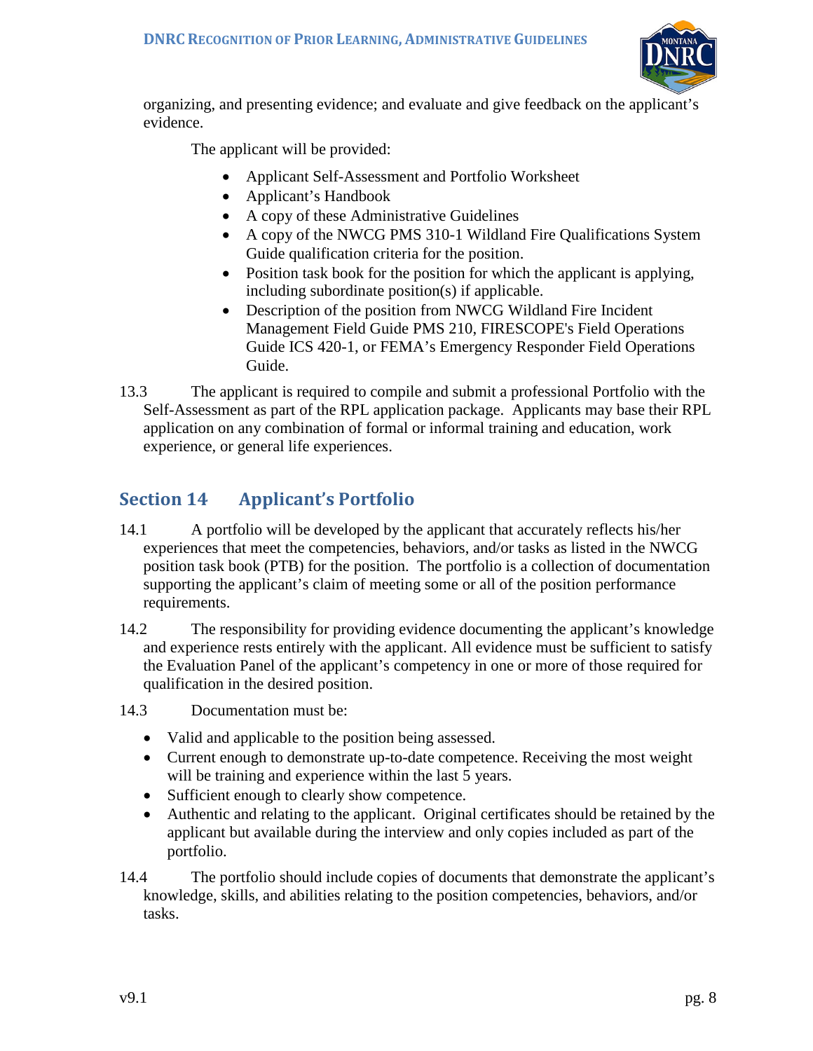organizing, and presenting evidence; and evaluate and give feedback on the applicant's evidence.

The applicant will be provided:

- Applicant Self-Assessment and Portfolio Worksheet
- Applicant's Handbook
- A copy of these Administrative Guidelines
- A copy of the NWCG PMS 310-1 Wildland Fire Qualifications System Guide qualification criteria for the position.
- Position task book for the position for which the applicant is applying, including subordinate position(s) if applicable.
- Description of the position from NWCG Wildland Fire Incident Management Field Guide PMS 210, FIRESCOPE's Field Operations Guide ICS 420-1, or FEMA's Emergency Responder Field Operations Guide.

13.3 The applicant is required to compile and submit a professional Portfolio with the Self-Assessment as part of the RPL application package. Applicants may base their RPL application on any combination of formal or informal training and education, work experience, or general life experiences.

## Section 14 Applicant's Portfolio

14.1 A portfolio will be developed by the applicant that accurately reflects his/her experiences that meet the competencies, behaviors, and/or tasks as listed in the NWCG position task book (PTB) for the position. The portfolio is a collection of documentation supporting the applicant's claim of meeting some or all of the position performance requirements.

14.2 The responsibility for providing evidence documenting the applicant's knowledge and experience rests entirely with the applicant. All evidence must be sufficient to satisfy the Evaluation Panel of the applicant's competency in one or more of those required for qualification in the desired position.

14.3 Documentation must be:

- Valid and applicable to the position being assessed.
- Current enough to demonstrate up-to-date competence. Receiving the most weight will be training and experience within the last 5 years.
- Sufficient enough to clearly show competence.
- Authentic and relating to the applicant. Original certificates should be retained by the applicant but available during the interview and only copies included as part of the portfolio.

14.4 The portfolio should include copies of documents that demonstrate the applicant's knowledge, skills, and abilities relating to the position competencies, behaviors, and/or tasks.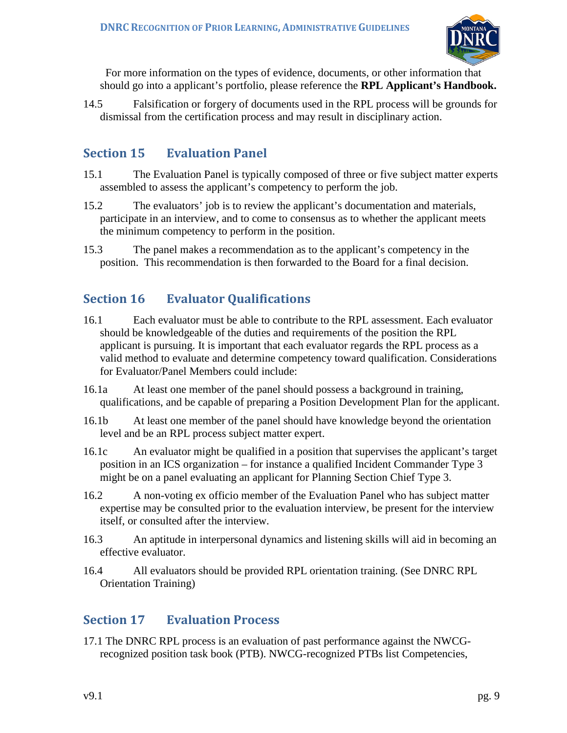For more information on the types of evidence, documents, or other information that should go into a applicant's portfolio, please reference the **RPL Applicant's Handbook.**

14.5 Falsification or forgery of documents used in the RPL process will be grounds for dismissal from the certification process and may result in disciplinary action.

## Section 15 Evaluation Panel

15.1 The Evaluation Panel is typically composed of three or five subject matter experts assembled to assess the applicant's competency to perform the job.

15.2 The evaluators' job is to review the applicant's documentation and materials, participate in an interview, and to come to consensus as to whether the applicant meets the minimum competency to perform in the position.

15.3 The panel makes a recommendation as to the applicant's competency in the position. This recommendation is then forwarded to the Board for a final decision.

## Section 16 Evaluator Qualifications

16.1 Each evaluator must be able to contribute to the RPL assessment. Each evaluator should be knowledgeable of the duties and requirements of the position the RPL applicant is pursuing. It is important that each evaluator regards the RPL process as a valid method to evaluate and determine competency toward qualification. Considerations for Evaluator/Panel Members could include:

16.1a At least one member of the panel should possess a background in training, qualifications, and be capable of preparing a Position Development Plan for the applicant.

16.1b At least one member of the panel should have knowledge beyond the orientation level and be an RPL process subject matter expert.

16.1c An evaluator might be qualified in a position that supervises the applicant's target position in an ICS organization – for instance a qualified Incident Commander Type 3 might be on a panel evaluating an applicant for Planning Section Chief Type 3.

16.2 A non-voting ex officio member of the Evaluation Panel who has subject matter expertise may be consulted prior to the evaluation interview, be present for the interview itself, or consulted after the interview.

16.3 An aptitude in interpersonal dynamics and listening skills will aid in becoming an effective evaluator.

16.4 All evaluators should be provided RPL orientation training. (See DNRC RPL Orientation Training)

## Section 17 Evaluation Process

17.1 The DNRC RPL process is an evaluation of past performance against the NWCG-recognized position task book (PTB). NWCG-recognized PTBs list Competencies,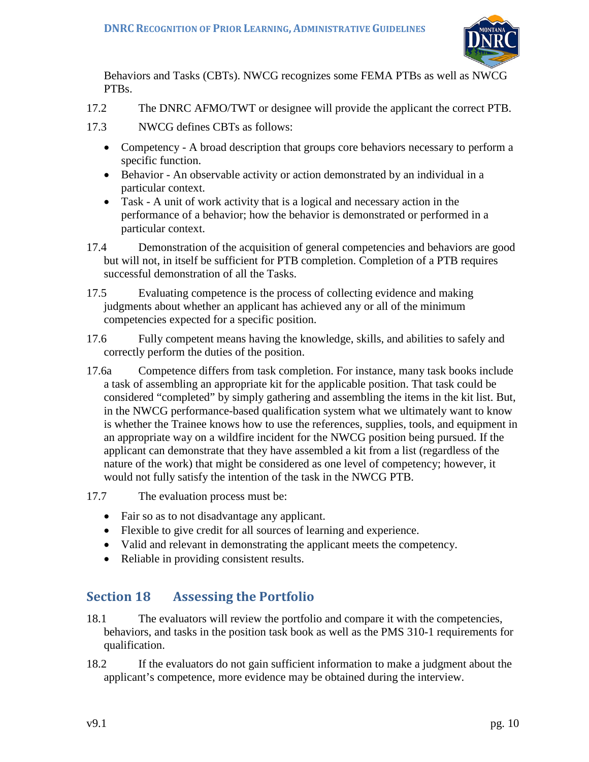Behaviors and Tasks (CBTs). NWCG recognizes some FEMA PTBs as well as NWCG PTBs.

17.2 The DNRC AFMO/TWT or designee will provide the applicant the correct PTB.

17.3 NWCG defines CBTs as follows:

- Competency - A broad description that groups core behaviors necessary to perform a specific function.
- Behavior - An observable activity or action demonstrated by an individual in a particular context.
- Task - A unit of work activity that is a logical and necessary action in the performance of a behavior; how the behavior is demonstrated or performed in a particular context.

17.4 Demonstration of the acquisition of general competencies and behaviors are good but will not, in itself be sufficient for PTB completion. Completion of a PTB requires successful demonstration of all the Tasks.

17.5 Evaluating competence is the process of collecting evidence and making judgments about whether an applicant has achieved any or all of the minimum competencies expected for a specific position.

17.6 Fully competent means having the knowledge, skills, and abilities to safely and correctly perform the duties of the position.

17.6a Competence differs from task completion. For instance, many task books include a task of assembling an appropriate kit for the applicable position. That task could be considered "completed" by simply gathering and assembling the items in the kit list. But, in the NWCG performance-based qualification system what we ultimately want to know is whether the Trainee knows how to use the references, supplies, tools, and equipment in an appropriate way on a wildfire incident for the NWCG position being pursued. If the applicant can demonstrate that they have assembled a kit from a list (regardless of the nature of the work) that might be considered as one level of competency; however, it would not fully satisfy the intention of the task in the NWCG PTB.

17.7 The evaluation process must be:

- Fair so as to not disadvantage any applicant.
- Flexible to give credit for all sources of learning and experience.
- Valid and relevant in demonstrating the applicant meets the competency.
- Reliable in providing consistent results.

## Section 18 Assessing the Portfolio

18.1 The evaluators will review the portfolio and compare it with the competencies, behaviors, and tasks in the position task book as well as the PMS 310-1 requirements for qualification.

18.2 If the evaluators do not gain sufficient information to make a judgment about the applicant's competence, more evidence may be obtained during the interview.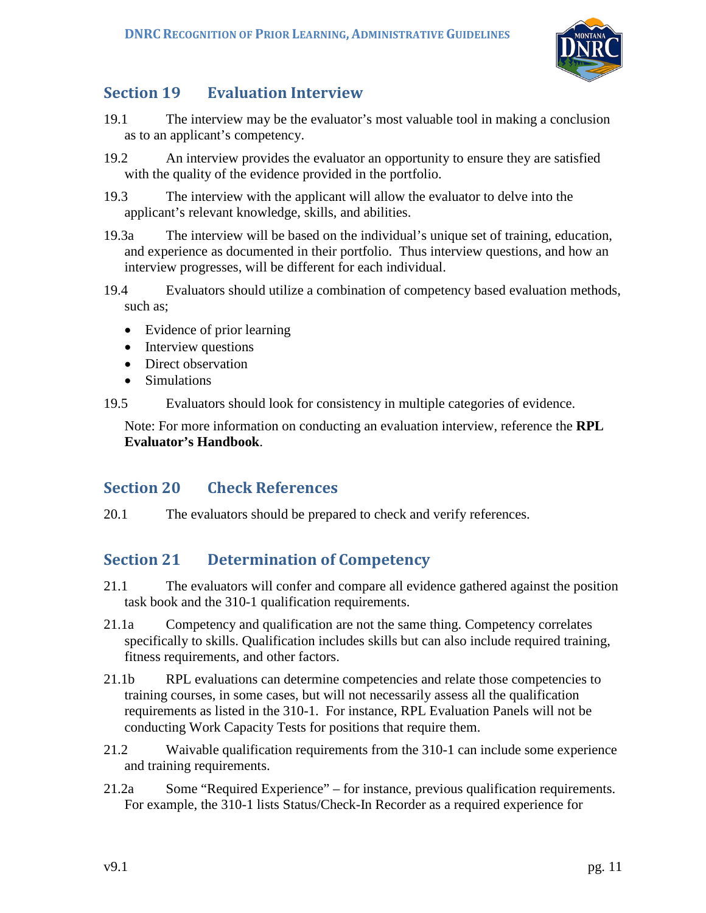## Section 19 Evaluation Interview

19.1 The interview may be the evaluator's most valuable tool in making a conclusion as to an applicant's competency.

19.2 An interview provides the evaluator an opportunity to ensure they are satisfied with the quality of the evidence provided in the portfolio.

19.3 The interview with the applicant will allow the evaluator to delve into the applicant's relevant knowledge, skills, and abilities.

19.3a The interview will be based on the individual's unique set of training, education, and experience as documented in their portfolio. Thus interview questions, and how an interview progresses, will be different for each individual.

19.4 Evaluators should utilize a combination of competency based evaluation methods, such as;

- Evidence of prior learning
- Interview questions
- Direct observation
- Simulations

19.5 Evaluators should look for consistency in multiple categories of evidence.

Note: For more information on conducting an evaluation interview, reference the **RPL Evaluator's Handbook**.

## Section 20 Check References

20.1 The evaluators should be prepared to check and verify references.

## Section 21 Determination of Competency

21.1 The evaluators will confer and compare all evidence gathered against the position task book and the 310-1 qualification requirements.

21.1a Competency and qualification are not the same thing. Competency correlates specifically to skills. Qualification includes skills but can also include required training, fitness requirements, and other factors.

21.1b RPL evaluations can determine competencies and relate those competencies to training courses, in some cases, but will not necessarily assess all the qualification requirements as listed in the 310-1. For instance, RPL Evaluation Panels will not be conducting Work Capacity Tests for positions that require them.

21.2 Waivable qualification requirements from the 310-1 can include some experience and training requirements.

21.2a Some "Required Experience" – for instance, previous qualification requirements. For example, the 310-1 lists Status/Check-In Recorder as a required experience for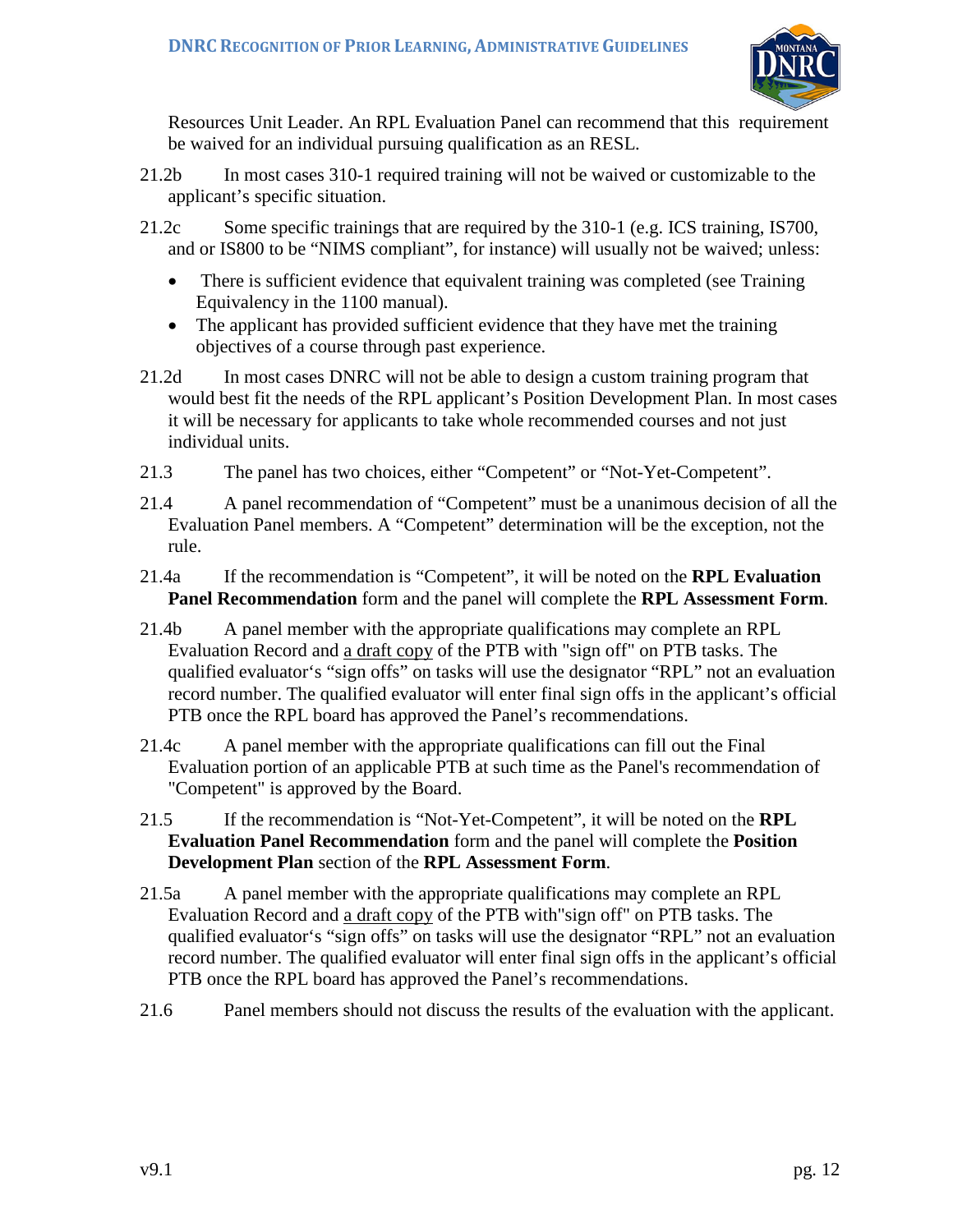Resources Unit Leader. An RPL Evaluation Panel can recommend that this requirement be waived for an individual pursuing qualification as an RESL.

21.2b In most cases 310-1 required training will not be waived or customizable to the applicant's specific situation.

21.2c Some specific trainings that are required by the 310-1 (e.g. ICS training, IS700, and or IS800 to be "NIMS compliant", for instance) will usually not be waived; unless:

- There is sufficient evidence that equivalent training was completed (see Training Equivalency in the 1100 manual).
- The applicant has provided sufficient evidence that they have met the training objectives of a course through past experience.

21.2d In most cases DNRC will not be able to design a custom training program that would best fit the needs of the RPL applicant's Position Development Plan. In most cases it will be necessary for applicants to take whole recommended courses and not just individual units.

21.3 The panel has two choices, either "Competent" or "Not-Yet-Competent".

21.4 A panel recommendation of "Competent" must be a unanimous decision of all the Evaluation Panel members. A "Competent" determination will be the exception, not the rule.

21.4a If the recommendation is "Competent", it will be noted on the **RPL Evaluation Panel Recommendation** form and the panel will complete the **RPL Assessment Form**.

21.4b A panel member with the appropriate qualifications may complete an RPL Evaluation Record and <u>a draft copy</u> of the PTB with "sign off" on PTB tasks. The qualified evaluator's "sign offs" on tasks will use the designator "RPL" not an evaluation record number. The qualified evaluator will enter final sign offs in the applicant's official PTB once the RPL board has approved the Panel's recommendations.

21.4c A panel member with the appropriate qualifications can fill out the Final Evaluation portion of an applicable PTB at such time as the Panel's recommendation of "Competent" is approved by the Board.

21.5 If the recommendation is "Not-Yet-Competent", it will be noted on the **RPL Evaluation Panel Recommendation** form and the panel will complete the **Position Development Plan** section of the **RPL Assessment Form**.

21.5a A panel member with the appropriate qualifications may complete an RPL Evaluation Record and <u>a draft copy</u> of the PTB with"sign off" on PTB tasks. The qualified evaluator's "sign offs" on tasks will use the designator "RPL" not an evaluation record number. The qualified evaluator will enter final sign offs in the applicant's official PTB once the RPL board has approved the Panel's recommendations.

21.6 Panel members should not discuss the results of the evaluation with the applicant.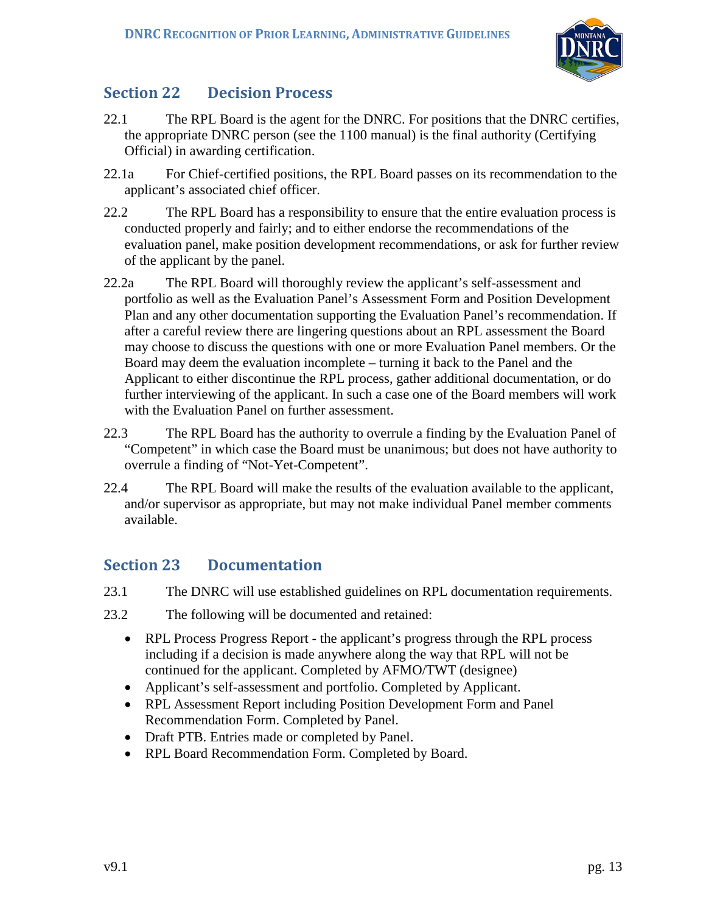## Section 22 Decision Process

22.1 The RPL Board is the agent for the DNRC. For positions that the DNRC certifies, the appropriate DNRC person (see the 1100 manual) is the final authority (Certifying Official) in awarding certification.

22.1a For Chief-certified positions, the RPL Board passes on its recommendation to the applicant's associated chief officer.

22.2 The RPL Board has a responsibility to ensure that the entire evaluation process is conducted properly and fairly; and to either endorse the recommendations of the evaluation panel, make position development recommendations, or ask for further review of the applicant by the panel.

22.2a The RPL Board will thoroughly review the applicant's self-assessment and portfolio as well as the Evaluation Panel's Assessment Form and Position Development Plan and any other documentation supporting the Evaluation Panel's recommendation. If after a careful review there are lingering questions about an RPL assessment the Board may choose to discuss the questions with one or more Evaluation Panel members. Or the Board may deem the evaluation incomplete – turning it back to the Panel and the Applicant to either discontinue the RPL process, gather additional documentation, or do further interviewing of the applicant. In such a case one of the Board members will work with the Evaluation Panel on further assessment.

22.3 The RPL Board has the authority to overrule a finding by the Evaluation Panel of "Competent" in which case the Board must be unanimous; but does not have authority to overrule a finding of "Not-Yet-Competent".

22.4 The RPL Board will make the results of the evaluation available to the applicant, and/or supervisor as appropriate, but may not make individual Panel member comments available.

## Section 23 Documentation

23.1 The DNRC will use established guidelines on RPL documentation requirements.

23.2 The following will be documented and retained:

- RPL Process Progress Report - the applicant's progress through the RPL process including if a decision is made anywhere along the way that RPL will not be continued for the applicant. Completed by AFMO/TWT (designee)
- Applicant's self-assessment and portfolio. Completed by Applicant.
- RPL Assessment Report including Position Development Form and Panel Recommendation Form. Completed by Panel.
- Draft PTB. Entries made or completed by Panel.
- RPL Board Recommendation Form. Completed by Board.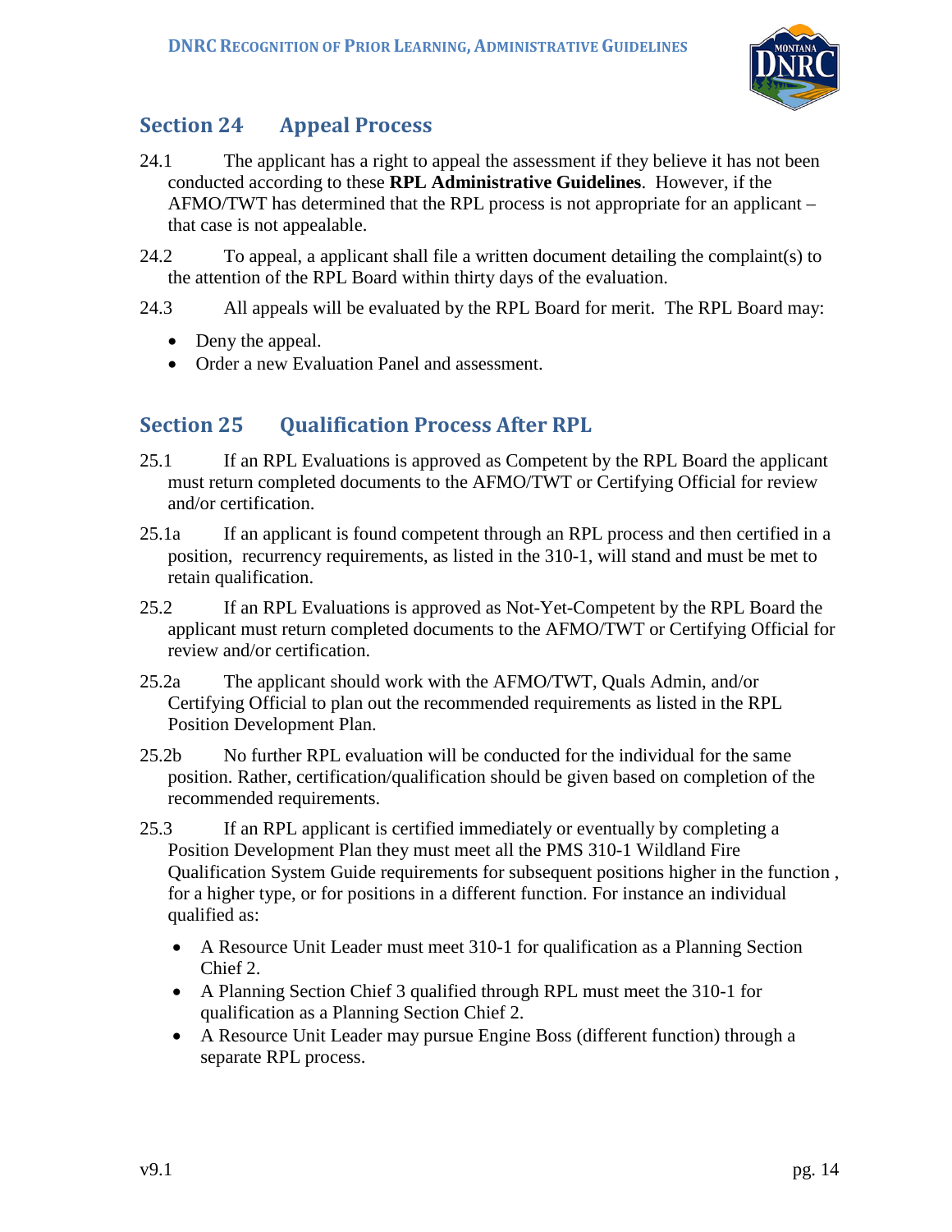## Section 24 Appeal Process

24.1 The applicant has a right to appeal the assessment if they believe it has not been conducted according to these **RPL Administrative Guidelines**. However, if the AFMO/TWT has determined that the RPL process is not appropriate for an applicant – that case is not appealable.

24.2 To appeal, a applicant shall file a written document detailing the complaint(s) to the attention of the RPL Board within thirty days of the evaluation.

24.3 All appeals will be evaluated by the RPL Board for merit. The RPL Board may:

- Deny the appeal.
- Order a new Evaluation Panel and assessment.

## Section 25 Qualification Process After RPL

25.1 If an RPL Evaluations is approved as Competent by the RPL Board the applicant must return completed documents to the AFMO/TWT or Certifying Official for review and/or certification.

25.1a If an applicant is found competent through an RPL process and then certified in a position, recurrency requirements, as listed in the 310-1, will stand and must be met to retain qualification.

25.2 If an RPL Evaluations is approved as Not-Yet-Competent by the RPL Board the applicant must return completed documents to the AFMO/TWT or Certifying Official for review and/or certification.

25.2a The applicant should work with the AFMO/TWT, Quals Admin, and/or Certifying Official to plan out the recommended requirements as listed in the RPL Position Development Plan.

25.2b No further RPL evaluation will be conducted for the individual for the same position. Rather, certification/qualification should be given based on completion of the recommended requirements.

25.3 If an RPL applicant is certified immediately or eventually by completing a Position Development Plan they must meet all the PMS 310-1 Wildland Fire Qualification System Guide requirements for subsequent positions higher in the function , for a higher type, or for positions in a different function. For instance an individual qualified as:

- A Resource Unit Leader must meet 310-1 for qualification as a Planning Section Chief 2.
- A Planning Section Chief 3 qualified through RPL must meet the 310-1 for qualification as a Planning Section Chief 2.
- A Resource Unit Leader may pursue Engine Boss (different function) through a separate RPL process.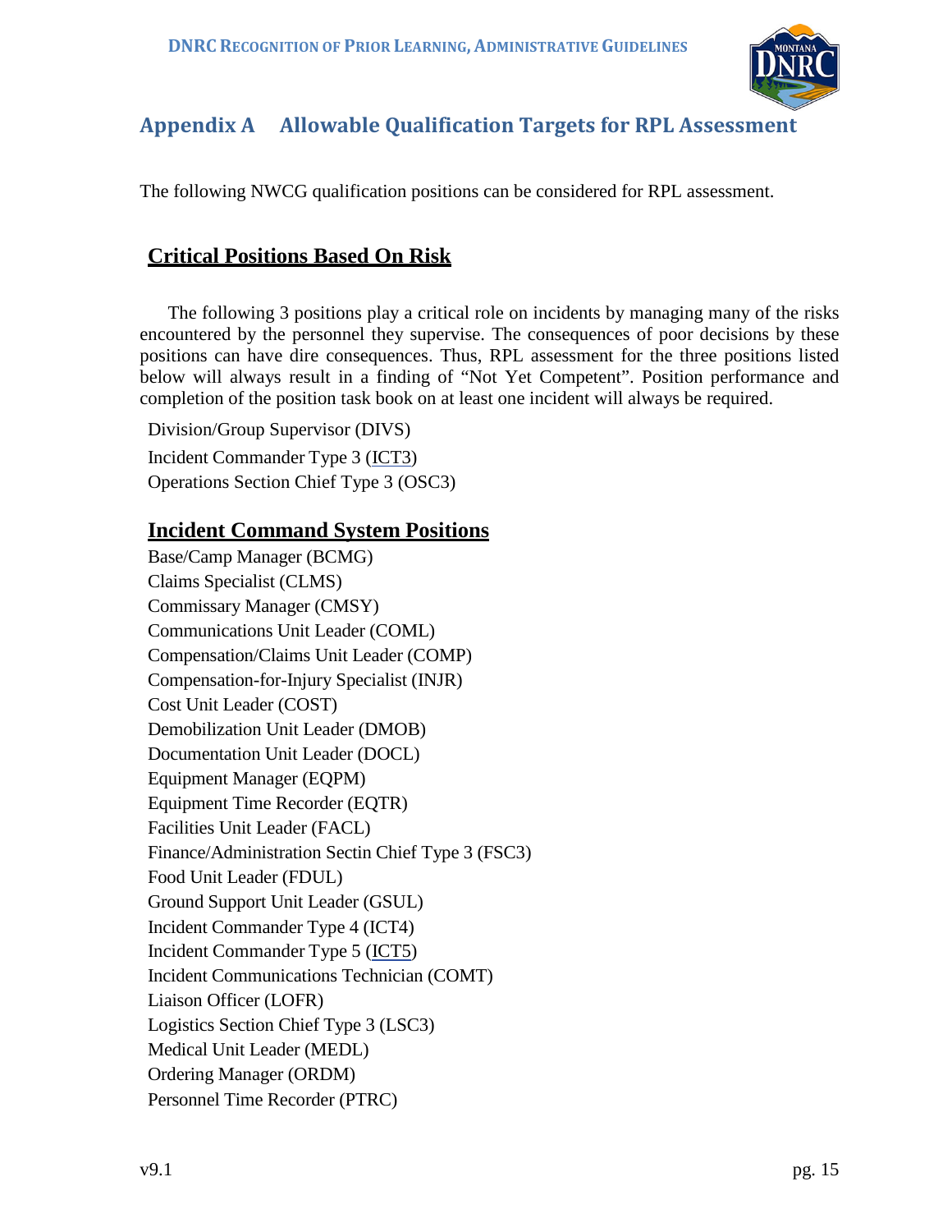## Appendix A Allowable Qualification Targets for RPL Assessment

The following NWCG qualification positions can be considered for RPL assessment.

### Critical Positions Based On Risk

The following 3 positions play a critical role on incidents by managing many of the risks encountered by the personnel they supervise. The consequences of poor decisions by these positions can have dire consequences. Thus, RPL assessment for the three positions listed below will always result in a finding of "Not Yet Competent". Position performance and completion of the position task book on at least one incident will always be required.

Division/Group Supervisor (DIVS)
Incident Commander Type 3 (ICT3)
Operations Section Chief Type 3 (OSC3)

### Incident Command System Positions

Base/Camp Manager (BCMG)
Claims Specialist (CLMS)
Commissary Manager (CMSY)
Communications Unit Leader (COML)
Compensation/Claims Unit Leader (COMP)
Compensation-for-Injury Specialist (INJR)
Cost Unit Leader (COST)
Demobilization Unit Leader (DMOB)
Documentation Unit Leader (DOCL)
Equipment Manager (EQPM)
Equipment Time Recorder (EQTR)
Facilities Unit Leader (FACL)
Finance/Administration Sectin Chief Type 3 (FSC3)
Food Unit Leader (FDUL)
Ground Support Unit Leader (GSUL)
Incident Commander Type 4 (ICT4)
Incident Commander Type 5 (ICT5)
Incident Communications Technician (COMT)
Liaison Officer (LOFR)
Logistics Section Chief Type 3 (LSC3)
Medical Unit Leader (MEDL)
Ordering Manager (ORDM)
Personnel Time Recorder (PTRC)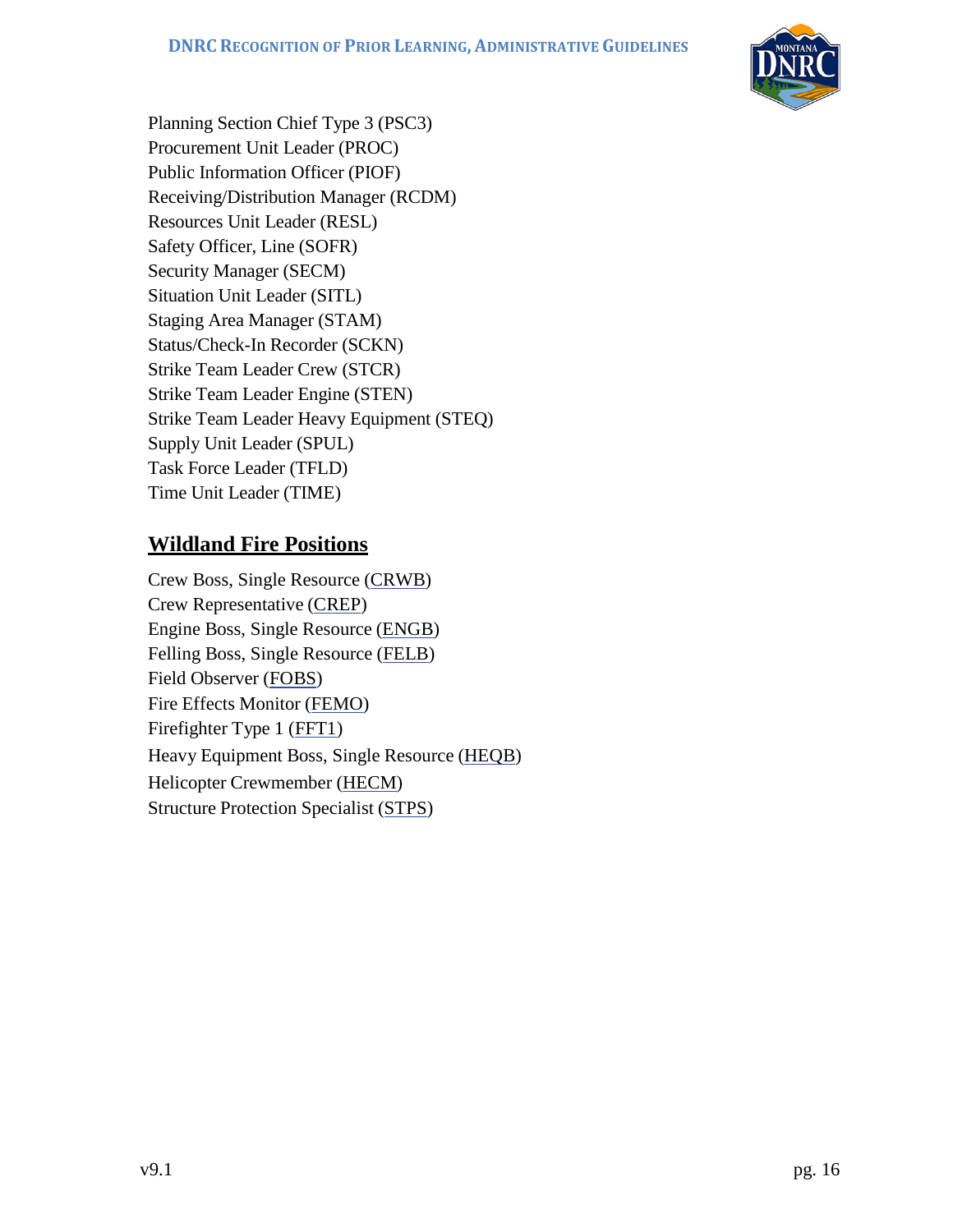Planning Section Chief Type 3 (PSC3)
Procurement Unit Leader (PROC)
Public Information Officer (PIOF)
Receiving/Distribution Manager (RCDM)
Resources Unit Leader (RESL)
Safety Officer, Line (SOFR)
Security Manager (SECM)
Situation Unit Leader (SITL)
Staging Area Manager (STAM)
Status/Check-In Recorder (SCKN)
Strike Team Leader Crew (STCR)
Strike Team Leader Engine (STEN)
Strike Team Leader Heavy Equipment (STEQ)
Supply Unit Leader (SPUL)
Task Force Leader (TFLD)
Time Unit Leader (TIME)

## Wildland Fire Positions

Crew Boss, Single Resource (CRWB)
Crew Representative (CREP)
Engine Boss, Single Resource (ENGB)
Felling Boss, Single Resource (FELB)
Field Observer (FOBS)
Fire Effects Monitor (FEMO)
Firefighter Type 1 (FFT1)
Heavy Equipment Boss, Single Resource (HEQB)
Helicopter Crewmember (HECM)
Structure Protection Specialist (STPS)